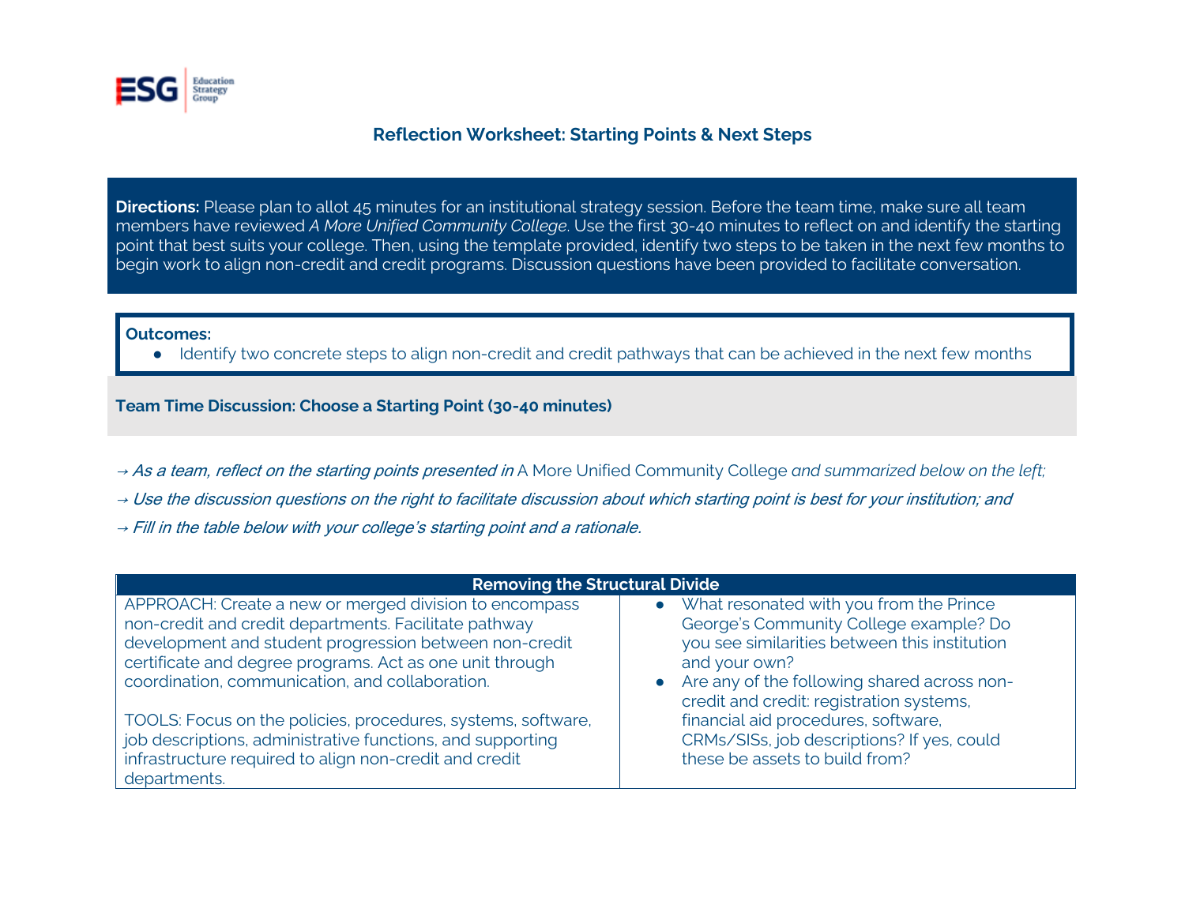## Reflection Worksheet: Starting Points & Next Steps

**Directions:** Please plan to allot 45 minutes for an institutional strategy session. Before the team time, make sure all team members have reviewed *A More Unified Community College*. Use the first 30-40 minutes to reflect on and identify the starting point that best suits your college. Then, using the template provided, identify two steps to be taken in the next few months to begin work to align non-credit and credit programs. Discussion questions have been provided to facilitate conversation.

**Outcomes:**

- Identify two concrete steps to align non-credit and credit pathways that can be achieved in the next few months

### Team Time Discussion: Choose a Starting Point (30-40 minutes)

→ *As a team, reflect on the starting points presented in* A More Unified Community College *and summarized below on the left;*

→ *Use the discussion questions on the right to facilitate discussion about which starting point is best for your institution; and*

→ *Fill in the table below with your college's starting point and a rationale.*

| Removing the Structural Divide | |
|---|---|
| APPROACH: Create a new or merged division to encompass non-credit and credit departments. Facilitate pathway development and student progression between non-credit certificate and degree programs. Act as one unit through coordination, communication, and collaboration.<br><br>TOOLS: Focus on the policies, procedures, systems, software, job descriptions, administrative functions, and supporting infrastructure required to align non-credit and credit departments. | • What resonated with you from the Prince George's Community College example? Do you see similarities between this institution and your own?<br>• Are any of the following shared across non-credit and credit: registration systems, financial aid procedures, software, CRMs/SISs, job descriptions? If yes, could these be assets to build from? |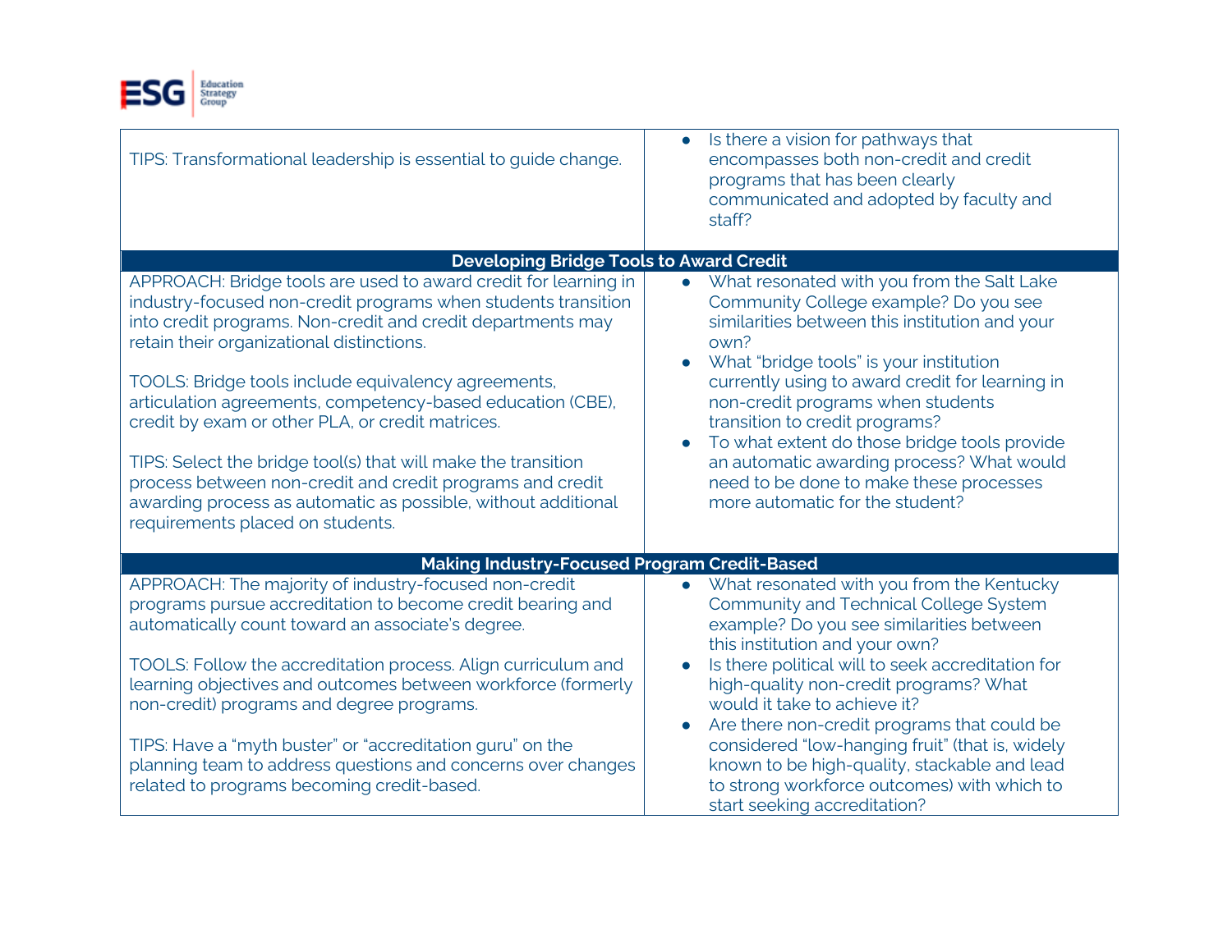| | |
|---|---|
| TIPS: Transformational leadership is essential to guide change. | • Is there a vision for pathways that encompasses both non-credit and credit programs that has been clearly communicated and adopted by faculty and staff? |
| **Developing Bridge Tools to Award Credit** | |
| APPROACH: Bridge tools are used to award credit for learning in industry-focused non-credit programs when students transition into credit programs. Non-credit and credit departments may retain their organizational distinctions.<br><br>TOOLS: Bridge tools include equivalency agreements, articulation agreements, competency-based education (CBE), credit by exam or other PLA, or credit matrices.<br><br>TIPS: Select the bridge tool(s) that will make the transition process between non-credit and credit programs and credit awarding process as automatic as possible, without additional requirements placed on students. | • What resonated with you from the Salt Lake Community College example? Do you see similarities between this institution and your own?<br>• What "bridge tools" is your institution currently using to award credit for learning in non-credit programs when students transition to credit programs?<br>• To what extent do those bridge tools provide an automatic awarding process? What would need to be done to make these processes more automatic for the student? |
| **Making Industry-Focused Program Credit-Based** | |
| APPROACH: The majority of industry-focused non-credit programs pursue accreditation to become credit bearing and automatically count toward an associate's degree.<br><br>TOOLS: Follow the accreditation process. Align curriculum and learning objectives and outcomes between workforce (formerly non-credit) programs and degree programs.<br><br>TIPS: Have a "myth buster" or "accreditation guru" on the planning team to address questions and concerns over changes related to programs becoming credit-based. | • What resonated with you from the Kentucky Community and Technical College System example? Do you see similarities between this institution and your own?<br>• Is there political will to seek accreditation for high-quality non-credit programs? What would it take to achieve it?<br>• Are there non-credit programs that could be considered "low-hanging fruit" (that is, widely known to be high-quality, stackable and lead to strong workforce outcomes) with which to start seeking accreditation? |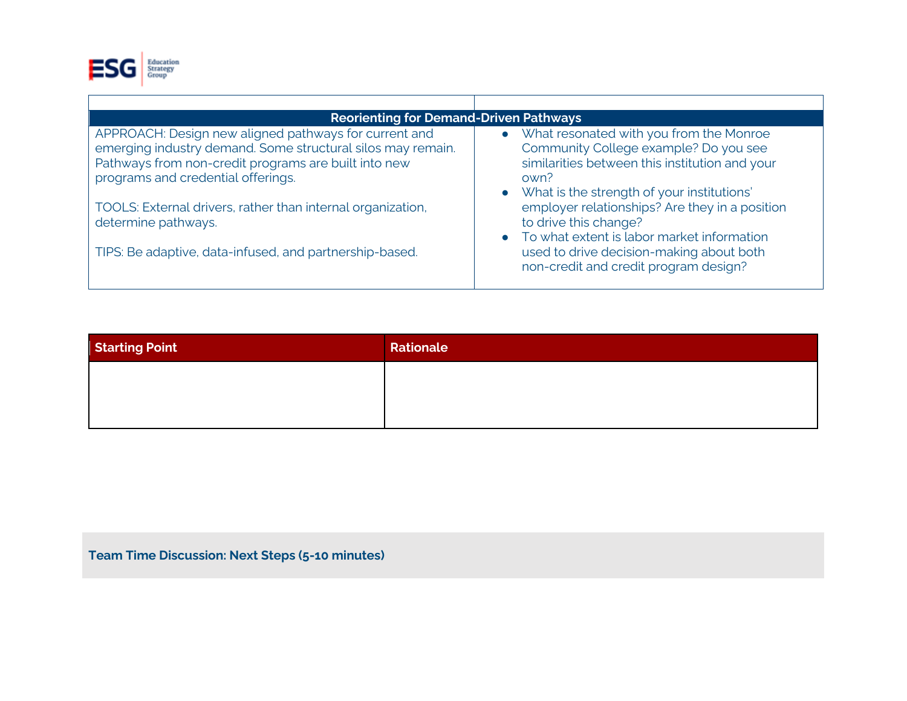| Reorienting for Demand-Driven Pathways | |
| --- | --- |
| APPROACH: Design new aligned pathways for current and emerging industry demand. Some structural silos may remain. Pathways from non-credit programs are built into new programs and credential offerings.<br><br>TOOLS: External drivers, rather than internal organization, determine pathways.<br><br>TIPS: Be adaptive, data-infused, and partnership-based. | • What resonated with you from the Monroe Community College example? Do you see similarities between this institution and your own?<br>• What is the strength of your institutions' employer relationships? Are they in a position to drive this change?<br>• To what extent is labor market information used to drive decision-making about both non-credit and credit program design? |

| Starting Point | Rationale |
| --- | --- |
| | |

**Team Time Discussion: Next Steps (5-10 minutes)**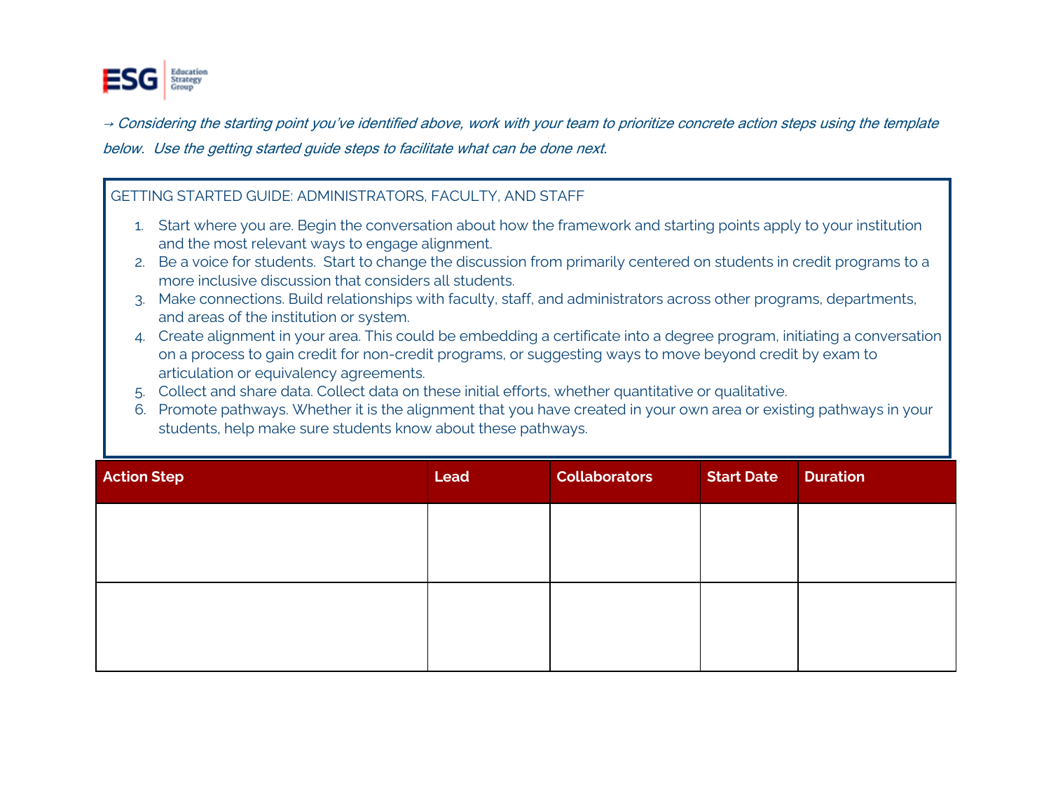*→ Considering the starting point you've identified above, work with your team to prioritize concrete action steps using the template below. Use the getting started guide steps to facilitate what can be done next.*

GETTING STARTED GUIDE: ADMINISTRATORS, FACULTY, AND STAFF

1. Start where you are. Begin the conversation about how the framework and starting points apply to your institution and the most relevant ways to engage alignment.
2. Be a voice for students. Start to change the discussion from primarily centered on students in credit programs to a more inclusive discussion that considers all students.
3. Make connections. Build relationships with faculty, staff, and administrators across other programs, departments, and areas of the institution or system.
4. Create alignment in your area. This could be embedding a certificate into a degree program, initiating a conversation on a process to gain credit for non-credit programs, or suggesting ways to move beyond credit by exam to articulation or equivalency agreements.
5. Collect and share data. Collect data on these initial efforts, whether quantitative or qualitative.
6. Promote pathways. Whether it is the alignment that you have created in your own area or existing pathways in your students, help make sure students know about these pathways.

| **Action Step** | **Lead** | **Collaborators** | **Start Date** | **Duration** |
|---|---|---|---|---|
| | | | | |
| | | | | |